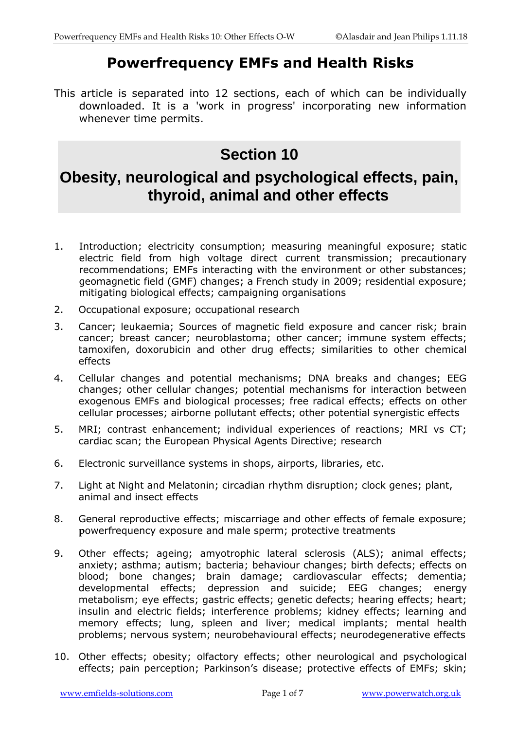# Powerfrequency EMFs and Health Risks

This article is separated into 12 sections, each of which can be individually downloaded. It is a 'work in progress' incorporating new information whenever time permits.

## Section 10

## Obesity, neurological and psychological effects, pain, thyroid, animal and other effects

1. Introduction; electricity consumption; measuring meaningful exposure; static electric field from high voltage direct current transmission; precautionary recommendations; EMFs interacting with the environment or other substances; geomagnetic field (GMF) changes; a French study in 2009; residential exposure; mitigating biological effects; campaigning organisations
2. Occupational exposure; occupational research
3. Cancer; leukaemia; Sources of magnetic field exposure and cancer risk; brain cancer; breast cancer; neuroblastoma; other cancer; immune system effects; tamoxifen, doxorubicin and other drug effects; similarities to other chemical effects
4. Cellular changes and potential mechanisms; DNA breaks and changes; EEG changes; other cellular changes; potential mechanisms for interaction between exogenous EMFs and biological processes; free radical effects; effects on other cellular processes; airborne pollutant effects; other potential synergistic effects
5. MRI; contrast enhancement; individual experiences of reactions; MRI vs CT; cardiac scan; the European Physical Agents Directive; research
6. Electronic surveillance systems in shops, airports, libraries, etc.
7. Light at Night and Melatonin; circadian rhythm disruption; clock genes; plant, animal and insect effects
8. General reproductive effects; miscarriage and other effects of female exposure; powerfrequency exposure and male sperm; protective treatments
9. Other effects; ageing; amyotrophic lateral sclerosis (ALS); animal effects; anxiety; asthma; autism; bacteria; behaviour changes; birth defects; effects on blood; bone changes; brain damage; cardiovascular effects; dementia; developmental effects; depression and suicide; EEG changes; energy metabolism; eye effects; gastric effects; genetic defects; hearing effects; heart; insulin and electric fields; interference problems; kidney effects; learning and memory effects; lung, spleen and liver; medical implants; mental health problems; nervous system; neurobehavioural effects; neurodegenerative effects
10. Other effects; obesity; olfactory effects; other neurological and psychological effects; pain perception; Parkinson's disease; protective effects of EMFs; skin;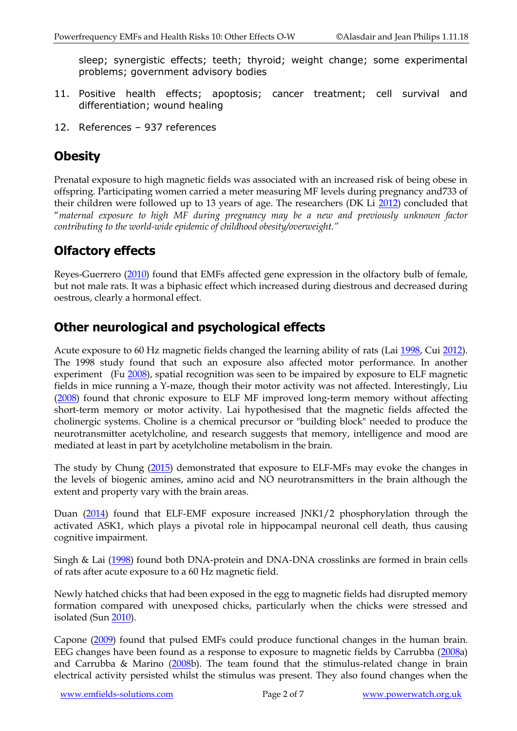sleep; synergistic effects; teeth; thyroid; weight change; some experimental problems; government advisory bodies

11. Positive health effects; apoptosis; cancer treatment; cell survival and differentiation; wound healing

12. References – 937 references

## Obesity

Prenatal exposure to high magnetic fields was associated with an increased risk of being obese in offspring. Participating women carried a meter measuring MF levels during pregnancy and733 of their children were followed up to 13 years of age. The researchers (DK Li 2012) concluded that "*maternal exposure to high MF during pregnancy may be a new and previously unknown factor contributing to the world-wide epidemic of childhood obesity/overweight.*"

## Olfactory effects

Reyes-Guerrero (2010) found that EMFs affected gene expression in the olfactory bulb of female, but not male rats. It was a biphasic effect which increased during diestrous and decreased during oestrous, clearly a hormonal effect.

## Other neurological and psychological effects

Acute exposure to 60 Hz magnetic fields changed the learning ability of rats (Lai 1998, Cui 2012). The 1998 study found that such an exposure also affected motor performance. In another experiment (Fu 2008), spatial recognition was seen to be impaired by exposure to ELF magnetic fields in mice running a Y-maze, though their motor activity was not affected. Interestingly, Liu (2008) found that chronic exposure to ELF MF improved long-term memory without affecting short-term memory or motor activity. Lai hypothesised that the magnetic fields affected the cholinergic systems. Choline is a chemical precursor or "building block" needed to produce the neurotransmitter acetylcholine, and research suggests that memory, intelligence and mood are mediated at least in part by acetylcholine metabolism in the brain.

The study by Chung (2015) demonstrated that exposure to ELF-MFs may evoke the changes in the levels of biogenic amines, amino acid and NO neurotransmitters in the brain although the extent and property vary with the brain areas.

Duan (2014) found that ELF-EMF exposure increased JNK1/2 phosphorylation through the activated ASK1, which plays a pivotal role in hippocampal neuronal cell death, thus causing cognitive impairment.

Singh & Lai (1998) found both DNA-protein and DNA-DNA crosslinks are formed in brain cells of rats after acute exposure to a 60 Hz magnetic field.

Newly hatched chicks that had been exposed in the egg to magnetic fields had disrupted memory formation compared with unexposed chicks, particularly when the chicks were stressed and isolated (Sun 2010).

Capone (2009) found that pulsed EMFs could produce functional changes in the human brain. EEG changes have been found as a response to exposure to magnetic fields by Carrubba (2008a) and Carrubba & Marino (2008b). The team found that the stimulus-related change in brain electrical activity persisted whilst the stimulus was present. They also found changes when the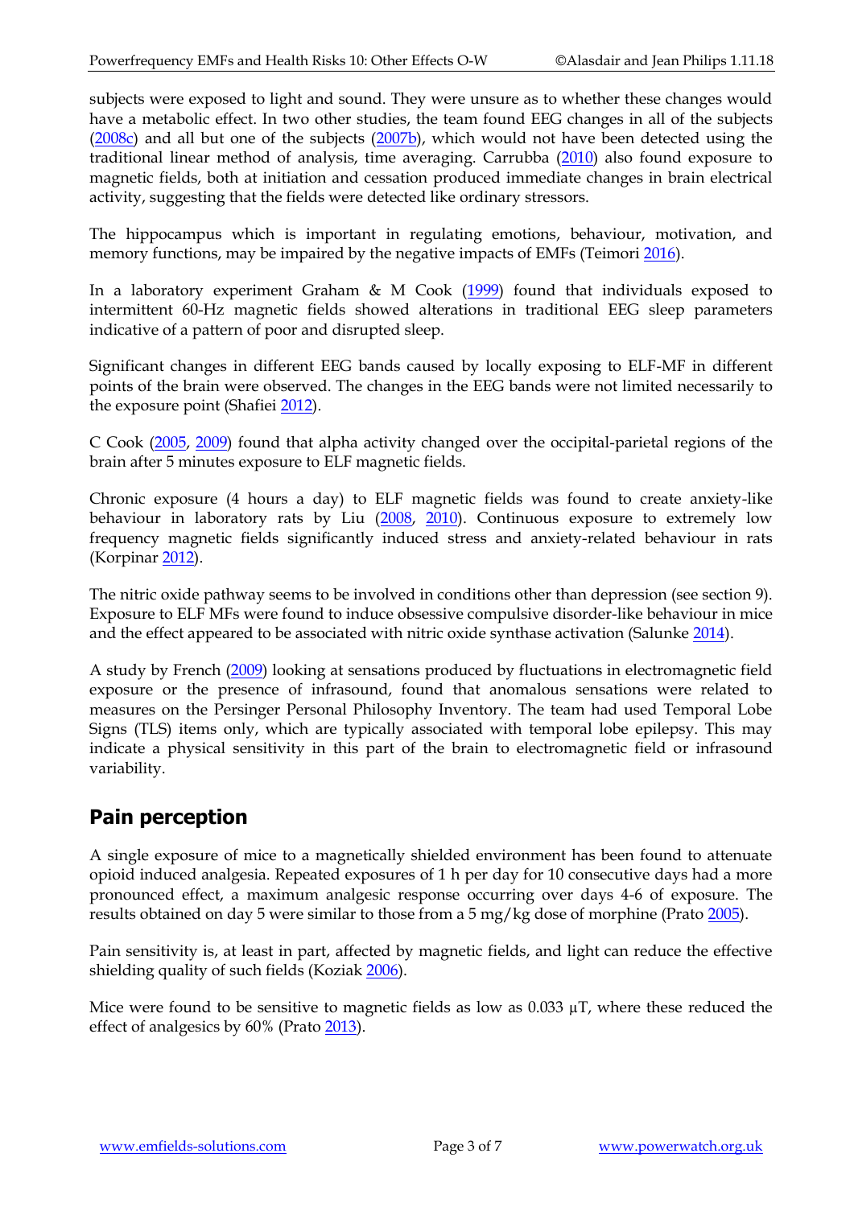subjects were exposed to light and sound. They were unsure as to whether these changes would have a metabolic effect. In two other studies, the team found EEG changes in all of the subjects (2008c) and all but one of the subjects (2007b), which would not have been detected using the traditional linear method of analysis, time averaging. Carrubba (2010) also found exposure to magnetic fields, both at initiation and cessation produced immediate changes in brain electrical activity, suggesting that the fields were detected like ordinary stressors.

The hippocampus which is important in regulating emotions, behaviour, motivation, and memory functions, may be impaired by the negative impacts of EMFs (Teimori 2016).

In a laboratory experiment Graham & M Cook (1999) found that individuals exposed to intermittent 60-Hz magnetic fields showed alterations in traditional EEG sleep parameters indicative of a pattern of poor and disrupted sleep.

Significant changes in different EEG bands caused by locally exposing to ELF-MF in different points of the brain were observed. The changes in the EEG bands were not limited necessarily to the exposure point (Shafiei 2012).

C Cook (2005, 2009) found that alpha activity changed over the occipital-parietal regions of the brain after 5 minutes exposure to ELF magnetic fields.

Chronic exposure (4 hours a day) to ELF magnetic fields was found to create anxiety-like behaviour in laboratory rats by Liu (2008, 2010). Continuous exposure to extremely low frequency magnetic fields significantly induced stress and anxiety-related behaviour in rats (Korpinar 2012).

The nitric oxide pathway seems to be involved in conditions other than depression (see section 9). Exposure to ELF MFs were found to induce obsessive compulsive disorder-like behaviour in mice and the effect appeared to be associated with nitric oxide synthase activation (Salunke 2014).

A study by French (2009) looking at sensations produced by fluctuations in electromagnetic field exposure or the presence of infrasound, found that anomalous sensations were related to measures on the Persinger Personal Philosophy Inventory. The team had used Temporal Lobe Signs (TLS) items only, which are typically associated with temporal lobe epilepsy. This may indicate a physical sensitivity in this part of the brain to electromagnetic field or infrasound variability.

## Pain perception

A single exposure of mice to a magnetically shielded environment has been found to attenuate opioid induced analgesia. Repeated exposures of 1 h per day for 10 consecutive days had a more pronounced effect, a maximum analgesic response occurring over days 4-6 of exposure. The results obtained on day 5 were similar to those from a 5 mg/kg dose of morphine (Prato 2005).

Pain sensitivity is, at least in part, affected by magnetic fields, and light can reduce the effective shielding quality of such fields (Koziak 2006).

Mice were found to be sensitive to magnetic fields as low as 0.033 µT, where these reduced the effect of analgesics by 60% (Prato 2013).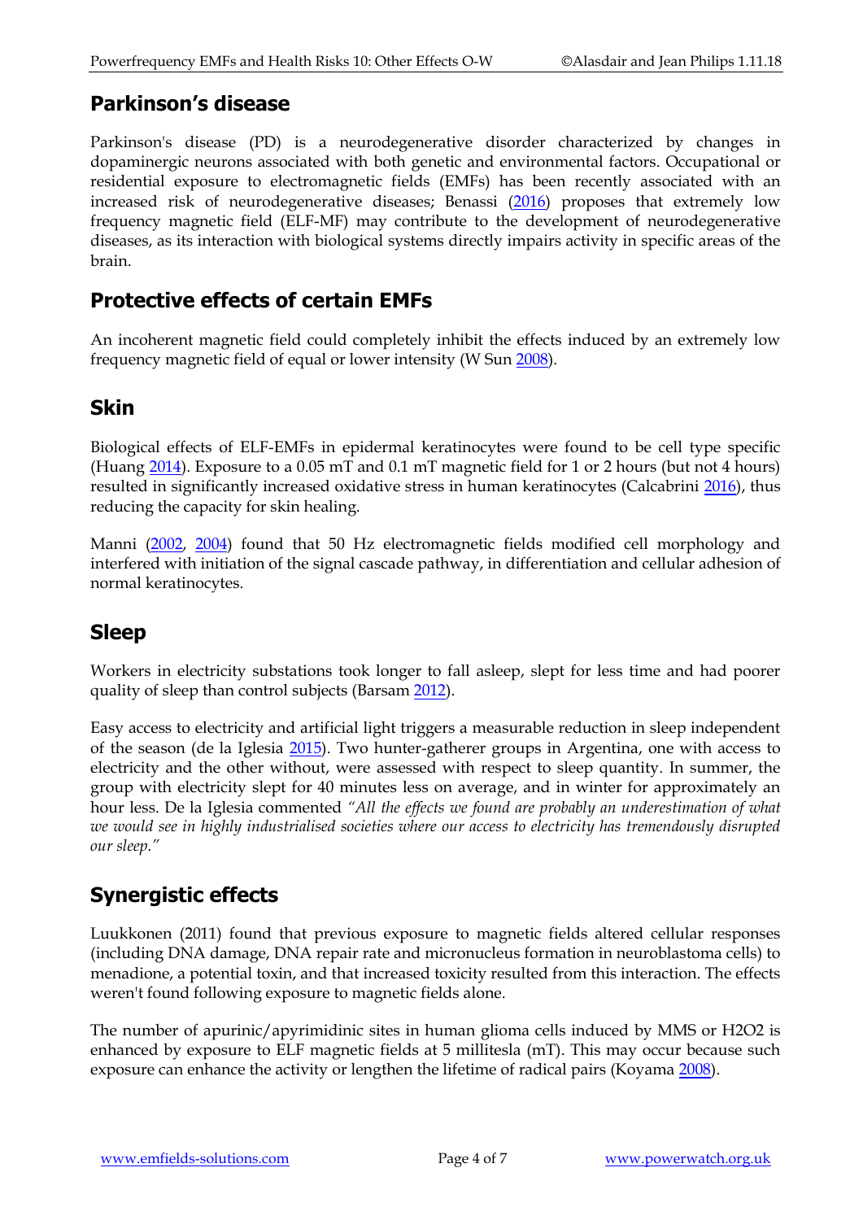## Parkinson's disease

Parkinson's disease (PD) is a neurodegenerative disorder characterized by changes in dopaminergic neurons associated with both genetic and environmental factors. Occupational or residential exposure to electromagnetic fields (EMFs) has been recently associated with an increased risk of neurodegenerative diseases; Benassi (2016) proposes that extremely low frequency magnetic field (ELF-MF) may contribute to the development of neurodegenerative diseases, as its interaction with biological systems directly impairs activity in specific areas of the brain.

## Protective effects of certain EMFs

An incoherent magnetic field could completely inhibit the effects induced by an extremely low frequency magnetic field of equal or lower intensity (W Sun 2008).

## Skin

Biological effects of ELF-EMFs in epidermal keratinocytes were found to be cell type specific (Huang 2014). Exposure to a 0.05 mT and 0.1 mT magnetic field for 1 or 2 hours (but not 4 hours) resulted in significantly increased oxidative stress in human keratinocytes (Calcabrini 2016), thus reducing the capacity for skin healing.

Manni (2002, 2004) found that 50 Hz electromagnetic fields modified cell morphology and interfered with initiation of the signal cascade pathway, in differentiation and cellular adhesion of normal keratinocytes.

## Sleep

Workers in electricity substations took longer to fall asleep, slept for less time and had poorer quality of sleep than control subjects (Barsam 2012).

Easy access to electricity and artificial light triggers a measurable reduction in sleep independent of the season (de la Iglesia 2015). Two hunter-gatherer groups in Argentina, one with access to electricity and the other without, were assessed with respect to sleep quantity. In summer, the group with electricity slept for 40 minutes less on average, and in winter for approximately an hour less. De la Iglesia commented *"All the effects we found are probably an underestimation of what we would see in highly industrialised societies where our access to electricity has tremendously disrupted our sleep."*

## Synergistic effects

Luukkonen (2011) found that previous exposure to magnetic fields altered cellular responses (including DNA damage, DNA repair rate and micronucleus formation in neuroblastoma cells) to menadione, a potential toxin, and that increased toxicity resulted from this interaction. The effects weren't found following exposure to magnetic fields alone.

The number of apurinic/apyrimidinic sites in human glioma cells induced by MMS or $H_2O_2$ is enhanced by exposure to ELF magnetic fields at 5 millitesla (mT). This may occur because such exposure can enhance the activity or lengthen the lifetime of radical pairs (Koyama 2008).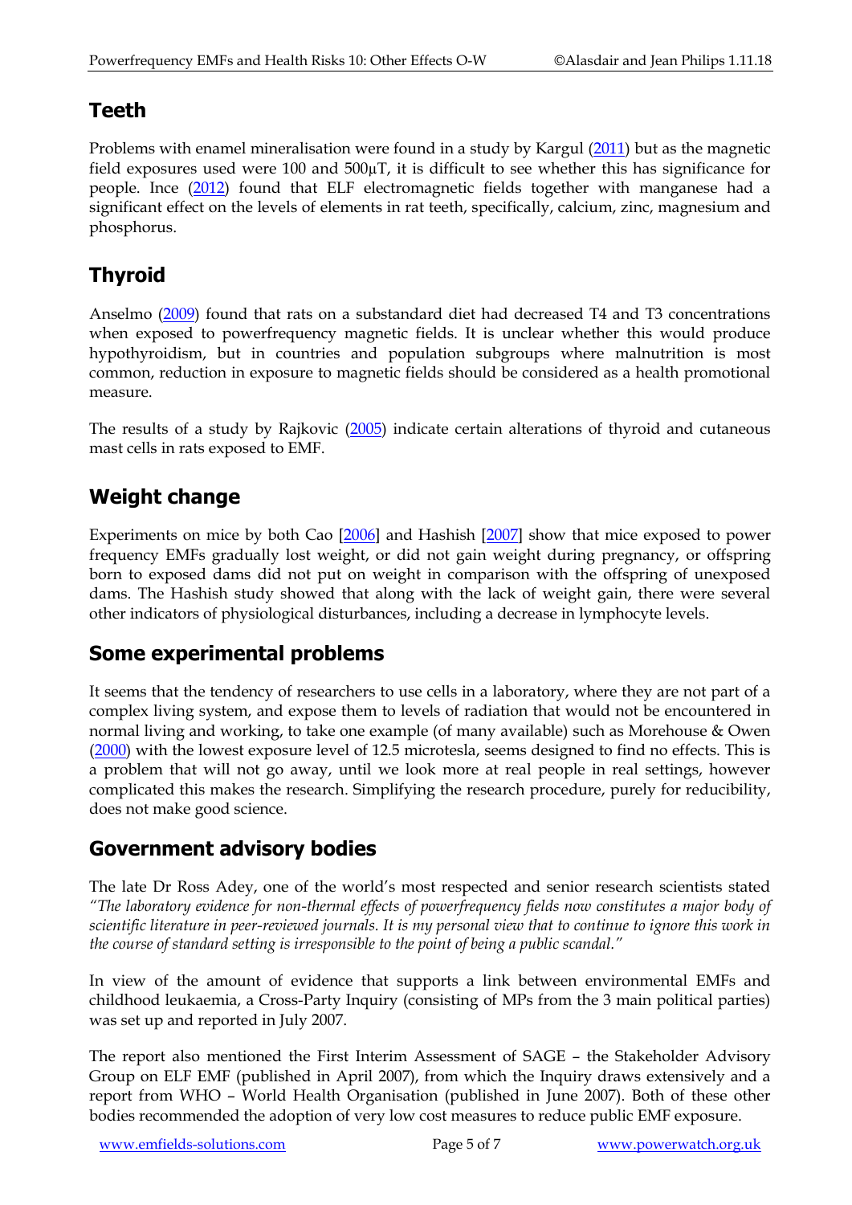## Teeth

Problems with enamel mineralisation were found in a study by Kargul (2011) but as the magnetic field exposures used were 100 and 500µT, it is difficult to see whether this has significance for people. Ince (2012) found that ELF electromagnetic fields together with manganese had a significant effect on the levels of elements in rat teeth, specifically, calcium, zinc, magnesium and phosphorus.

## Thyroid

Anselmo (2009) found that rats on a substandard diet had decreased T4 and T3 concentrations when exposed to powerfrequency magnetic fields. It is unclear whether this would produce hypothyroidism, but in countries and population subgroups where malnutrition is most common, reduction in exposure to magnetic fields should be considered as a health promotional measure.

The results of a study by Rajkovic (2005) indicate certain alterations of thyroid and cutaneous mast cells in rats exposed to EMF.

## Weight change

Experiments on mice by both Cao [2006] and Hashish [2007] show that mice exposed to power frequency EMFs gradually lost weight, or did not gain weight during pregnancy, or offspring born to exposed dams did not put on weight in comparison with the offspring of unexposed dams. The Hashish study showed that along with the lack of weight gain, there were several other indicators of physiological disturbances, including a decrease in lymphocyte levels.

## Some experimental problems

It seems that the tendency of researchers to use cells in a laboratory, where they are not part of a complex living system, and expose them to levels of radiation that would not be encountered in normal living and working, to take one example (of many available) such as Morehouse & Owen (2000) with the lowest exposure level of 12.5 microtesla, seems designed to find no effects. This is a problem that will not go away, until we look more at real people in real settings, however complicated this makes the research. Simplifying the research procedure, purely for reducibility, does not make good science.

## Government advisory bodies

The late Dr Ross Adey, one of the world's most respected and senior research scientists stated *"The laboratory evidence for non-thermal effects of powerfrequency fields now constitutes a major body of scientific literature in peer-reviewed journals. It is my personal view that to continue to ignore this work in the course of standard setting is irresponsible to the point of being a public scandal."*

In view of the amount of evidence that supports a link between environmental EMFs and childhood leukaemia, a Cross-Party Inquiry (consisting of MPs from the 3 main political parties) was set up and reported in July 2007.

The report also mentioned the First Interim Assessment of SAGE – the Stakeholder Advisory Group on ELF EMF (published in April 2007), from which the Inquiry draws extensively and a report from WHO – World Health Organisation (published in June 2007). Both of these other bodies recommended the adoption of very low cost measures to reduce public EMF exposure.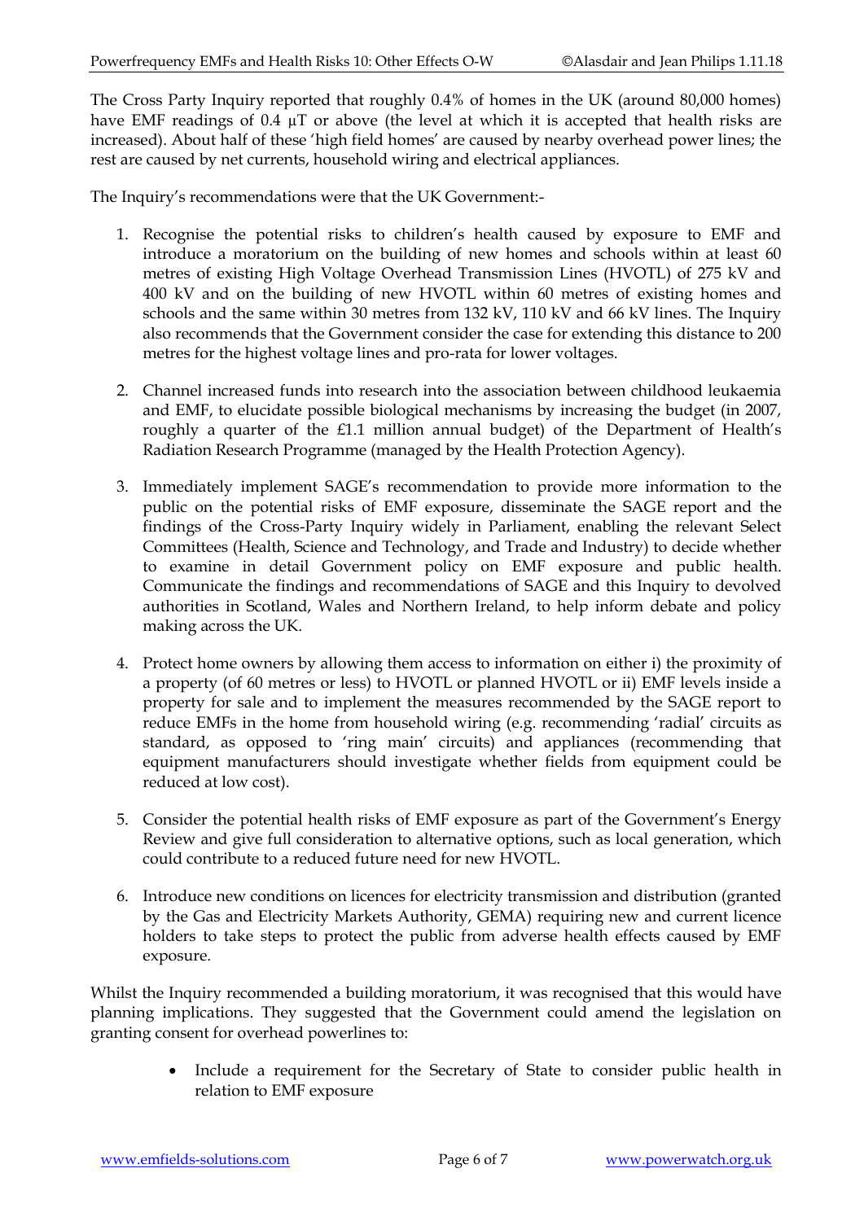The Cross Party Inquiry reported that roughly 0.4% of homes in the UK (around 80,000 homes) have EMF readings of 0.4 µT or above (the level at which it is accepted that health risks are increased). About half of these 'high field homes' are caused by nearby overhead power lines; the rest are caused by net currents, household wiring and electrical appliances.

The Inquiry's recommendations were that the UK Government:-

1. Recognise the potential risks to children's health caused by exposure to EMF and introduce a moratorium on the building of new homes and schools within at least 60 metres of existing High Voltage Overhead Transmission Lines (HVOTL) of 275 kV and 400 kV and on the building of new HVOTL within 60 metres of existing homes and schools and the same within 30 metres from 132 kV, 110 kV and 66 kV lines. The Inquiry also recommends that the Government consider the case for extending this distance to 200 metres for the highest voltage lines and pro-rata for lower voltages.

2. Channel increased funds into research into the association between childhood leukaemia and EMF, to elucidate possible biological mechanisms by increasing the budget (in 2007, roughly a quarter of the £1.1 million annual budget) of the Department of Health's Radiation Research Programme (managed by the Health Protection Agency).

3. Immediately implement SAGE's recommendation to provide more information to the public on the potential risks of EMF exposure, disseminate the SAGE report and the findings of the Cross-Party Inquiry widely in Parliament, enabling the relevant Select Committees (Health, Science and Technology, and Trade and Industry) to decide whether to examine in detail Government policy on EMF exposure and public health. Communicate the findings and recommendations of SAGE and this Inquiry to devolved authorities in Scotland, Wales and Northern Ireland, to help inform debate and policy making across the UK.

4. Protect home owners by allowing them access to information on either i) the proximity of a property (of 60 metres or less) to HVOTL or planned HVOTL or ii) EMF levels inside a property for sale and to implement the measures recommended by the SAGE report to reduce EMFs in the home from household wiring (e.g. recommending 'radial' circuits as standard, as opposed to 'ring main' circuits) and appliances (recommending that equipment manufacturers should investigate whether fields from equipment could be reduced at low cost).

5. Consider the potential health risks of EMF exposure as part of the Government's Energy Review and give full consideration to alternative options, such as local generation, which could contribute to a reduced future need for new HVOTL.

6. Introduce new conditions on licences for electricity transmission and distribution (granted by the Gas and Electricity Markets Authority, GEMA) requiring new and current licence holders to take steps to protect the public from adverse health effects caused by EMF exposure.

Whilst the Inquiry recommended a building moratorium, it was recognised that this would have planning implications. They suggested that the Government could amend the legislation on granting consent for overhead powerlines to:

- Include a requirement for the Secretary of State to consider public health in relation to EMF exposure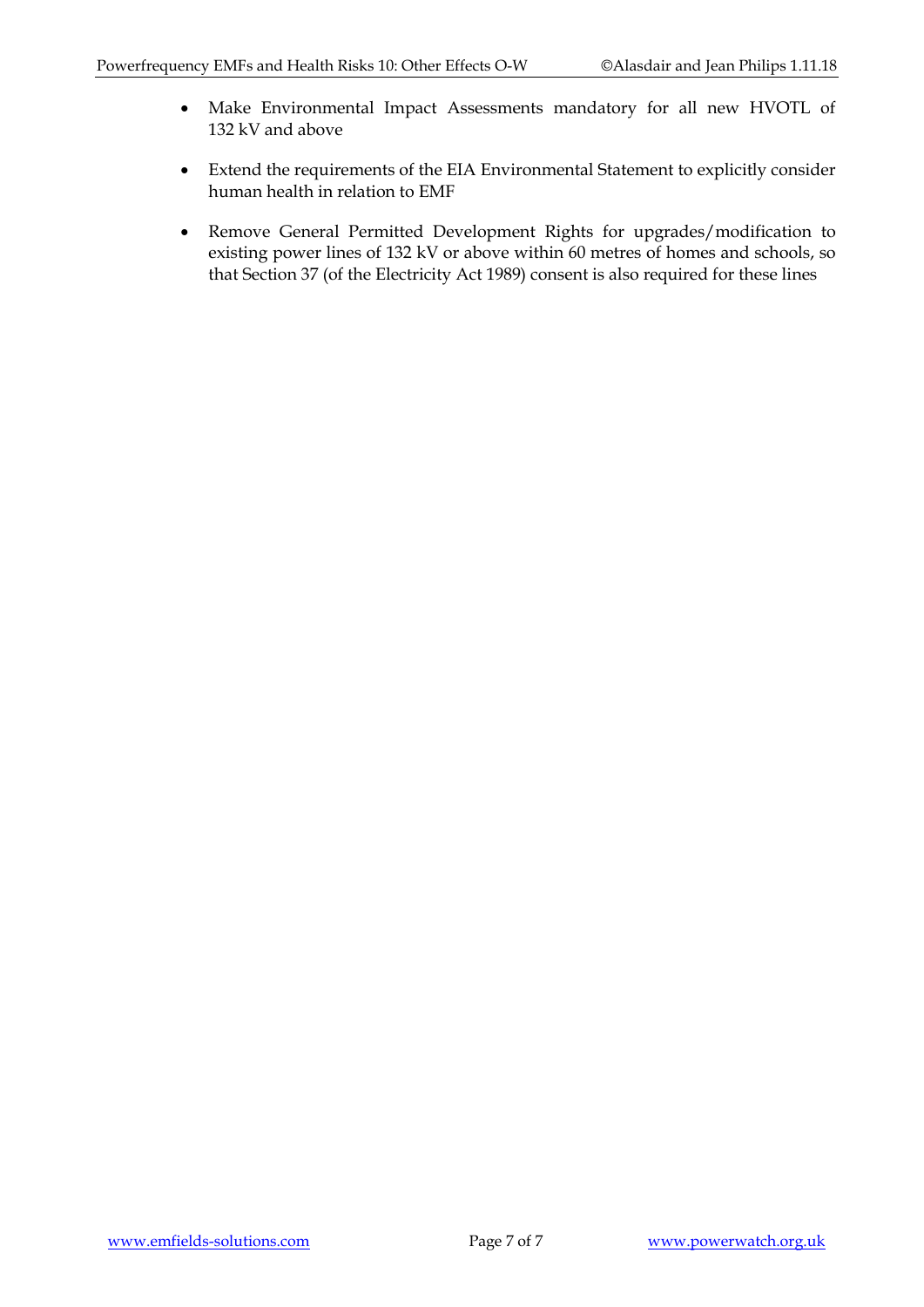- Make Environmental Impact Assessments mandatory for all new HVOTL of 132 kV and above

- Extend the requirements of the EIA Environmental Statement to explicitly consider human health in relation to EMF

- Remove General Permitted Development Rights for upgrades/modification to existing power lines of 132 kV or above within 60 metres of homes and schools, so that Section 37 (of the Electricity Act 1989) consent is also required for these lines